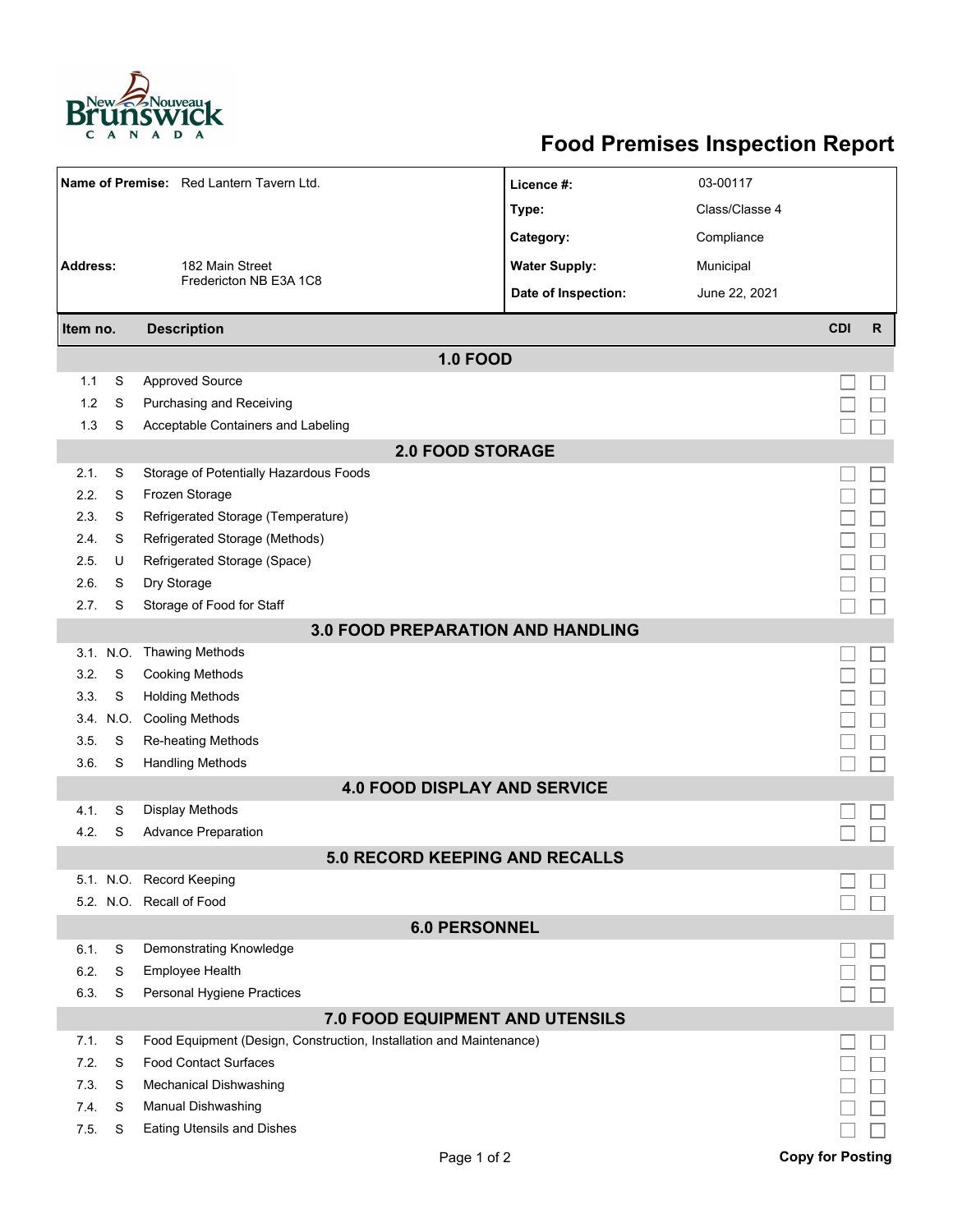# Food Premises Inspection Report

| | | | |
|---|---|---|---|
| **Name of Premise:** | Red Lantern Tavern Ltd. | **Licence #:** | 03-00117 |
| | | **Type:** | Class/Classe 4 |
| | | **Category:** | Compliance |
| **Address:** | 182 Main Street Fredericton NB E3A 1C8 | **Water Supply:** | Municipal |
| | | **Date of Inspection:** | June 22, 2021 |

| Item no. | | Description | CDI | R |
|---|---|---|---|---|
| **1.0 FOOD** | | | | |
| 1.1 | S | Approved Source | ☐ | ☐ |
| 1.2 | S | Purchasing and Receiving | ☐ | ☐ |
| 1.3 | S | Acceptable Containers and Labeling | ☐ | ☐ |
| **2.0 FOOD STORAGE** | | | | |
| 2.1. | S | Storage of Potentially Hazardous Foods | ☐ | ☐ |
| 2.2. | S | Frozen Storage | ☐ | ☐ |
| 2.3. | S | Refrigerated Storage (Temperature) | ☐ | ☐ |
| 2.4. | S | Refrigerated Storage (Methods) | ☐ | ☐ |
| 2.5. | U | Refrigerated Storage (Space) | ☐ | ☐ |
| 2.6. | S | Dry Storage | ☐ | ☐ |
| 2.7. | S | Storage of Food for Staff | ☐ | ☐ |
| **3.0 FOOD PREPARATION AND HANDLING** | | | | |
| 3.1. | N.O. | Thawing Methods | ☐ | ☐ |
| 3.2. | S | Cooking Methods | ☐ | ☐ |
| 3.3. | S | Holding Methods | ☐ | ☐ |
| 3.4. | N.O. | Cooling Methods | ☐ | ☐ |
| 3.5. | S | Re-heating Methods | ☐ | ☐ |
| 3.6. | S | Handling Methods | ☐ | ☐ |
| **4.0 FOOD DISPLAY AND SERVICE** | | | | |
| 4.1. | S | Display Methods | ☐ | ☐ |
| 4.2. | S | Advance Preparation | ☐ | ☐ |
| **5.0 RECORD KEEPING AND RECALLS** | | | | |
| 5.1. | N.O. | Record Keeping | ☐ | ☐ |
| 5.2. | N.O. | Recall of Food | ☐ | ☐ |
| **6.0 PERSONNEL** | | | | |
| 6.1. | S | Demonstrating Knowledge | ☐ | ☐ |
| 6.2. | S | Employee Health | ☐ | ☐ |
| 6.3. | S | Personal Hygiene Practices | ☐ | ☐ |
| **7.0 FOOD EQUIPMENT AND UTENSILS** | | | | |
| 7.1. | S | Food Equipment (Design, Construction, Installation and Maintenance) | ☐ | ☐ |
| 7.2. | S | Food Contact Surfaces | ☐ | ☐ |
| 7.3. | S | Mechanical Dishwashing | ☐ | ☐ |
| 7.4. | S | Manual Dishwashing | ☐ | ☐ |
| 7.5. | S | Eating Utensils and Dishes | ☐ | ☐ |

**Copy for Posting**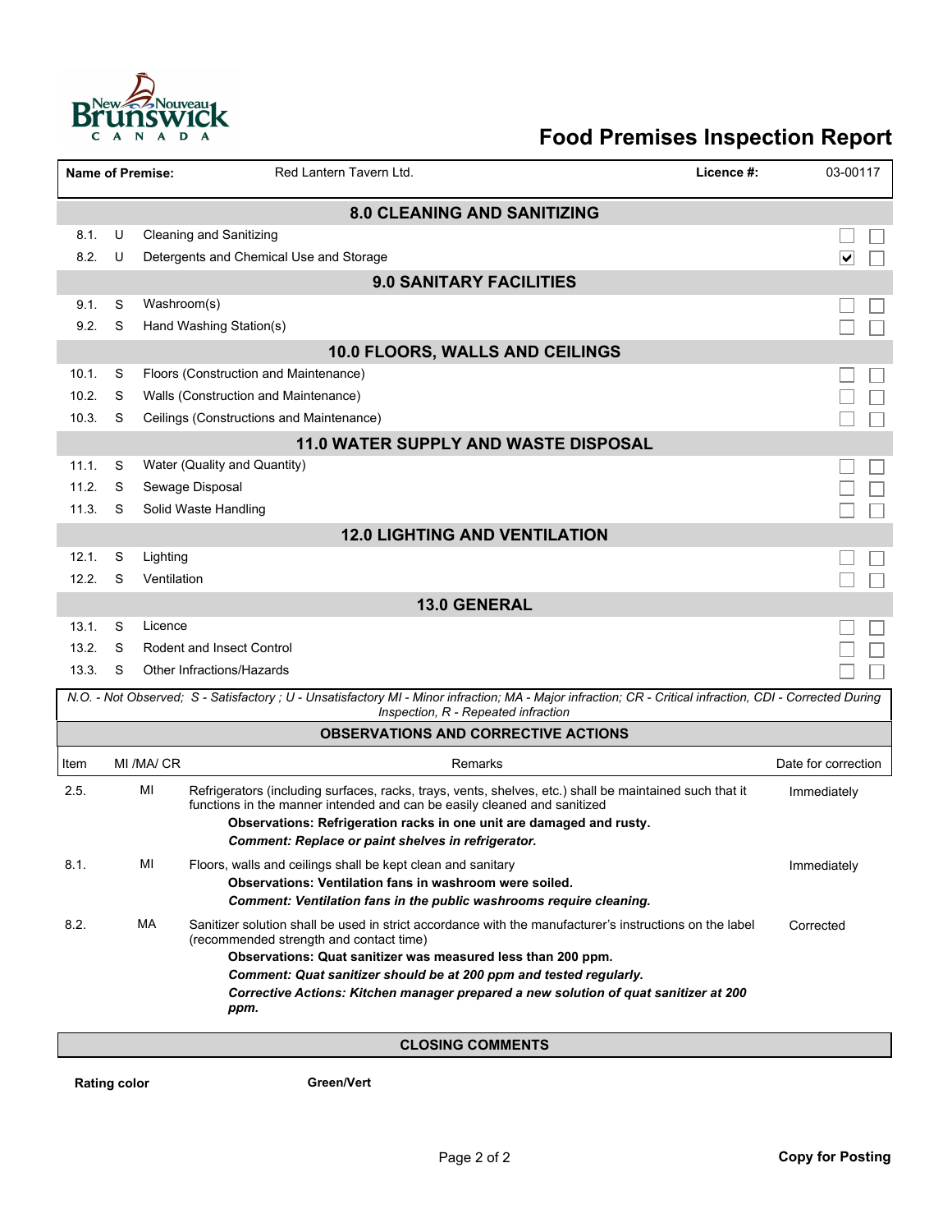# Food Premises Inspection Report

| Name of Premise: | Red Lantern Tavern Ltd. | Licence #: | 03-00117 |
|---|---|---|---|

## 8.0 CLEANING AND SANITIZING

| | | | | |
|---|---|---|---|---|
| 8.1. | U | Cleaning and Sanitizing | ☐ | ☐ |
| 8.2. | U | Detergents and Chemical Use and Storage | ☑ | ☐ |

## 9.0 SANITARY FACILITIES

| | | | | |
|---|---|---|---|---|
| 9.1. | S | Washroom(s) | ☐ | ☐ |
| 9.2. | S | Hand Washing Station(s) | ☐ | ☐ |

## 10.0 FLOORS, WALLS AND CEILINGS

| | | | | |
|---|---|---|---|---|
| 10.1. | S | Floors (Construction and Maintenance) | ☐ | ☐ |
| 10.2. | S | Walls (Construction and Maintenance) | ☐ | ☐ |
| 10.3. | S | Ceilings (Constructions and Maintenance) | ☐ | ☐ |

## 11.0 WATER SUPPLY AND WASTE DISPOSAL

| | | | | |
|---|---|---|---|---|
| 11.1. | S | Water (Quality and Quantity) | ☐ | ☐ |
| 11.2. | S | Sewage Disposal | ☐ | ☐ |
| 11.3. | S | Solid Waste Handling | ☐ | ☐ |

## 12.0 LIGHTING AND VENTILATION

| | | | | |
|---|---|---|---|---|
| 12.1. | S | Lighting | ☐ | ☐ |
| 12.2. | S | Ventilation | ☐ | ☐ |

## 13.0 GENERAL

| | | | | |
|---|---|---|---|---|
| 13.1. | S | Licence | ☐ | ☐ |
| 13.2. | S | Rodent and Insect Control | ☐ | ☐ |
| 13.3. | S | Other Infractions/Hazards | ☐ | ☐ |

*N.O. - Not Observed; S - Satisfactory ; U - Unsatisfactory MI - Minor infraction; MA - Major infraction; CR - Critical infraction, CDI - Corrected During Inspection, R - Repeated infraction*

## OBSERVATIONS AND CORRECTIVE ACTIONS

| Item | MI /MA/ CR | Remarks | Date for correction |
|---|---|---|---|
| 2.5. | MI | Refrigerators (including surfaces, racks, trays, vents, shelves, etc.) shall be maintained such that it functions in the manner intended and can be easily cleaned and sanitized<br>**Observations: Refrigeration racks in one unit are damaged and rusty.**<br>***Comment: Replace or paint shelves in refrigerator.*** | Immediately |
| 8.1. | MI | Floors, walls and ceilings shall be kept clean and sanitary<br>**Observations: Ventilation fans in washroom were soiled.**<br>***Comment: Ventilation fans in the public washrooms require cleaning.*** | Immediately |
| 8.2. | MA | Sanitizer solution shall be used in strict accordance with the manufacturer's instructions on the label (recommended strength and contact time)<br>**Observations: Quat sanitizer was measured less than 200 ppm.**<br>***Comment: Quat sanitizer should be at 200 ppm and tested regularly.***<br>***Corrective Actions: Kitchen manager prepared a new solution of quat sanitizer at 200 ppm.*** | Corrected |

## CLOSING COMMENTS

**Rating color** **Green/Vert**

**Copy for Posting**